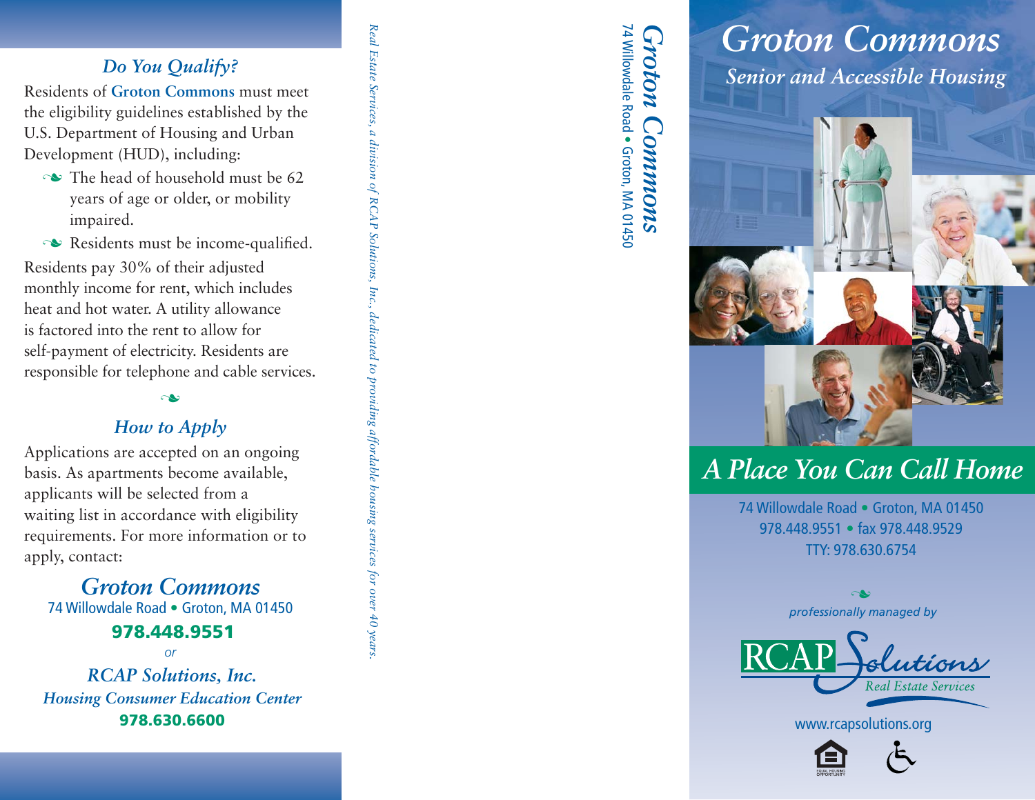## *Do You Qualify?*

Residents of **Groton Commons** must meet the eligibility guidelines established by the U.S. Department of Housing and Urban Development (HUD), including:

- The head of household must be 62 years of age or older, or mobility impaired.
- Residents must be income-qualified.

Residents pay 30% of their adjusted monthly income for rent, which includes heat and hot water. A utility allowance is factored into the rent to allow for self-payment of electricity. Residents are responsible for telephone and cable services.

## *How to Apply*

Applications are accepted on an ongoing basis. As apartments become available, applicants will be selected from a waiting list in accordance with eligibility requirements. For more information or to apply, contact:

***Groton Commons***
74 Willowdale Road • Groton, MA 01450
**978.448.9551**

*or*

***RCAP Solutions, Inc.***
***Housing Consumer Education Center***
**978.630.6600**

*Real Estate Services, a division of RCAP Solutions, Inc., dedicated to providing affordable housing services for over 40 years.*

***Groton Commons***
74 Willowdale Road • Groton, MA 01450

# *Groton Commons*

## *Senior and Accessible Housing*

## *A Place You Can Call Home*

74 Willowdale Road • Groton, MA 01450
978.448.9551 • fax 978.448.9529
TTY: 978.630.6754

*professionally managed by*

RCAP Solutions
*Real Estate Services*

www.rcapsolutions.org

EQUAL HOUSING OPPORTUNITY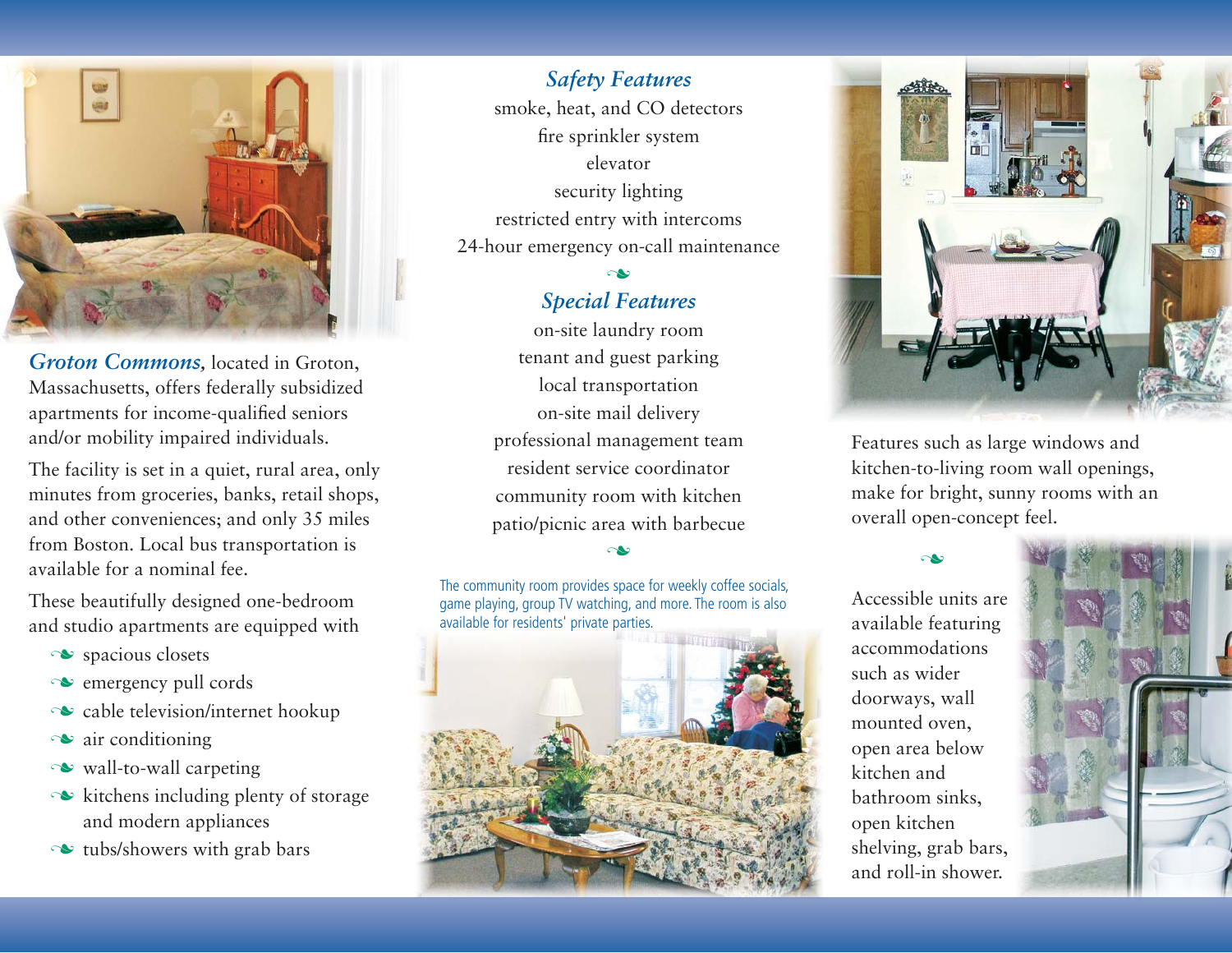***Groton Commons***, located in Groton, Massachusetts, offers federally subsidized apartments for income-qualified seniors and/or mobility impaired individuals.

The facility is set in a quiet, rural area, only minutes from groceries, banks, retail shops, and other conveniences; and only 35 miles from Boston. Local bus transportation is available for a nominal fee.

These beautifully designed one-bedroom and studio apartments are equipped with

- spacious closets
- emergency pull cords
- cable television/internet hookup
- air conditioning
- wall-to-wall carpeting
- kitchens including plenty of storage and modern appliances
- tubs/showers with grab bars

## *Safety Features*

smoke, heat, and CO detectors
fire sprinkler system
elevator
security lighting
restricted entry with intercoms
24-hour emergency on-call maintenance

## *Special Features*

on-site laundry room
tenant and guest parking
local transportation
on-site mail delivery
professional management team
resident service coordinator
community room with kitchen
patio/picnic area with barbecue

The community room provides space for weekly coffee socials, game playing, group TV watching, and more. The room is also available for residents' private parties.

Features such as large windows and kitchen-to-living room wall openings, make for bright, sunny rooms with an overall open-concept feel.

Accessible units are available featuring accommodations such as wider doorways, wall mounted oven, open area below kitchen and bathroom sinks, open kitchen shelving, grab bars, and roll-in shower.